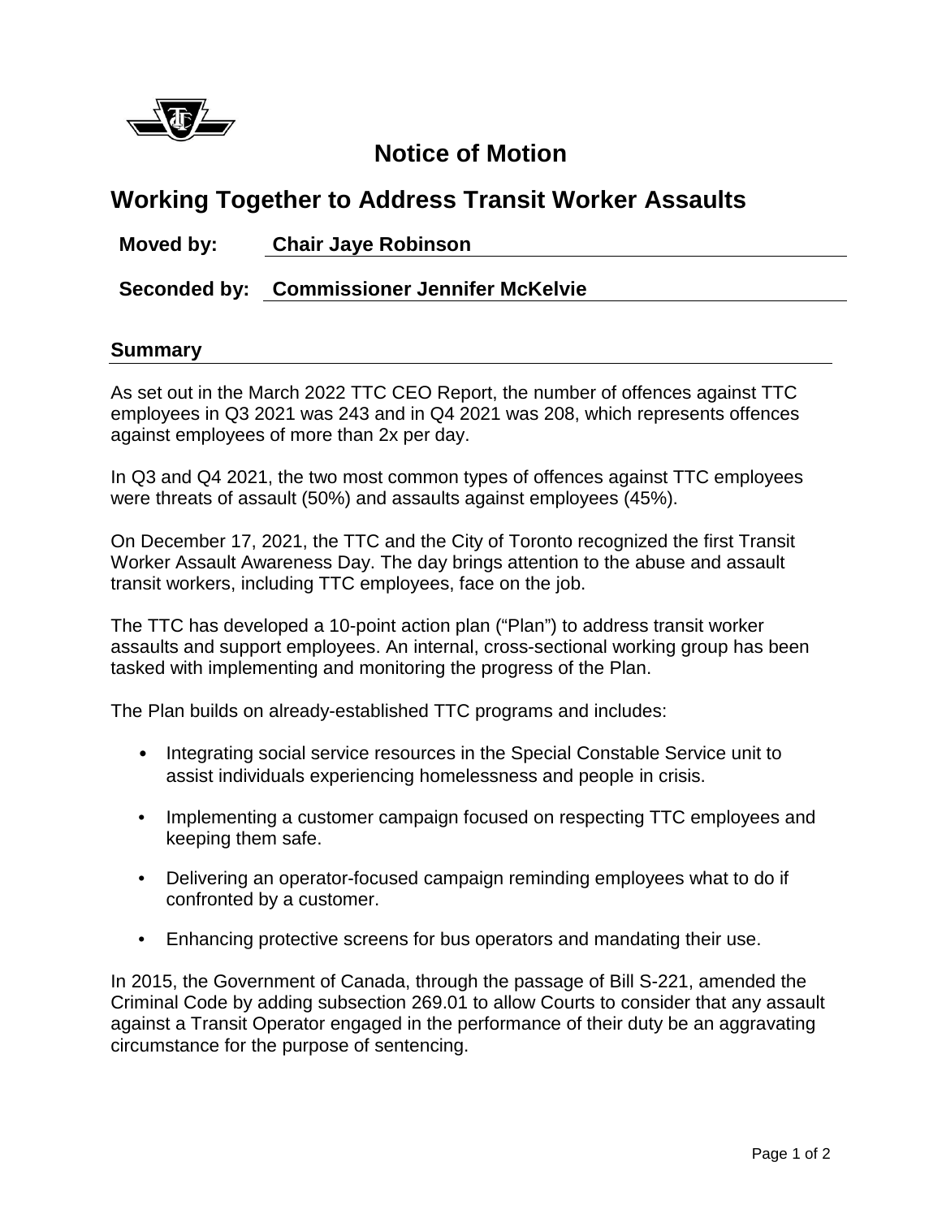# Notice of Motion

## Working Together to Address Transit Worker Assaults

**Moved by:** **Chair Jaye Robinson**

**Seconded by:** **Commissioner Jennifer McKelvie**

### Summary

As set out in the March 2022 TTC CEO Report, the number of offences against TTC employees in Q3 2021 was 243 and in Q4 2021 was 208, which represents offences against employees of more than 2x per day.

In Q3 and Q4 2021, the two most common types of offences against TTC employees were threats of assault (50%) and assaults against employees (45%).

On December 17, 2021, the TTC and the City of Toronto recognized the first Transit Worker Assault Awareness Day. The day brings attention to the abuse and assault transit workers, including TTC employees, face on the job.

The TTC has developed a 10-point action plan ("Plan") to address transit worker assaults and support employees. An internal, cross-sectional working group has been tasked with implementing and monitoring the progress of the Plan.

The Plan builds on already-established TTC programs and includes:

- Integrating social service resources in the Special Constable Service unit to assist individuals experiencing homelessness and people in crisis.
- Implementing a customer campaign focused on respecting TTC employees and keeping them safe.
- Delivering an operator-focused campaign reminding employees what to do if confronted by a customer.
- Enhancing protective screens for bus operators and mandating their use.

In 2015, the Government of Canada, through the passage of Bill S-221, amended the Criminal Code by adding subsection 269.01 to allow Courts to consider that any assault against a Transit Operator engaged in the performance of their duty be an aggravating circumstance for the purpose of sentencing.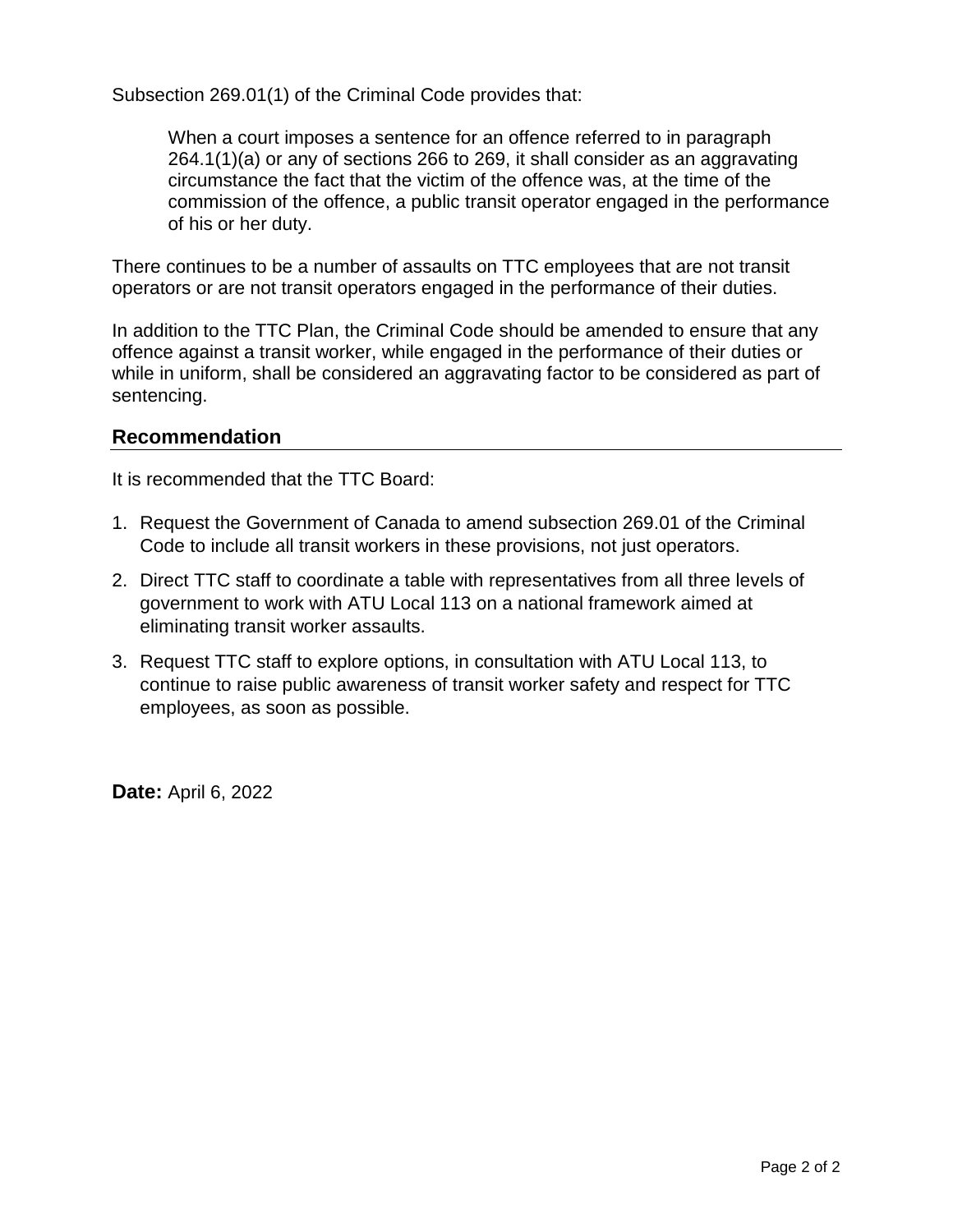Subsection 269.01(1) of the Criminal Code provides that:

> When a court imposes a sentence for an offence referred to in paragraph 264.1(1)(a) or any of sections 266 to 269, it shall consider as an aggravating circumstance the fact that the victim of the offence was, at the time of the commission of the offence, a public transit operator engaged in the performance of his or her duty.

There continues to be a number of assaults on TTC employees that are not transit operators or are not transit operators engaged in the performance of their duties.

In addition to the TTC Plan, the Criminal Code should be amended to ensure that any offence against a transit worker, while engaged in the performance of their duties or while in uniform, shall be considered an aggravating factor to be considered as part of sentencing.

## Recommendation

It is recommended that the TTC Board:

1. Request the Government of Canada to amend subsection 269.01 of the Criminal Code to include all transit workers in these provisions, not just operators.
2. Direct TTC staff to coordinate a table with representatives from all three levels of government to work with ATU Local 113 on a national framework aimed at eliminating transit worker assaults.
3. Request TTC staff to explore options, in consultation with ATU Local 113, to continue to raise public awareness of transit worker safety and respect for TTC employees, as soon as possible.

**Date:** April 6, 2022